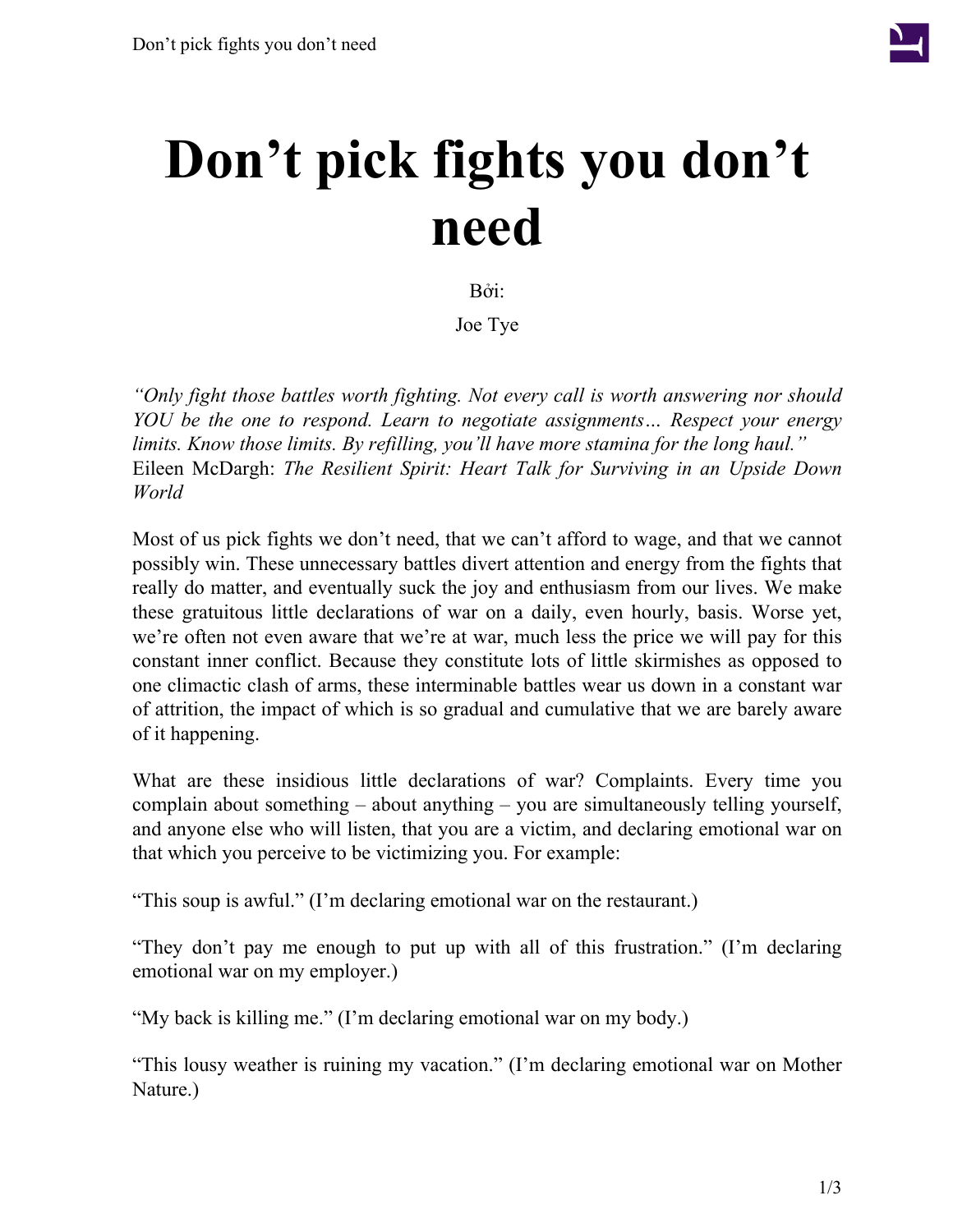# Don’t pick fights you don’t need

Bởi:

Joe Tye

*“Only fight those battles worth fighting. Not every call is worth answering nor should YOU be the one to respond. Learn to negotiate assignments… Respect your energy limits. Know those limits. By refilling, you’ll have more stamina for the long haul.”* Eileen McDargh: *The Resilient Spirit: Heart Talk for Surviving in an Upside Down World*

Most of us pick fights we don’t need, that we can’t afford to wage, and that we cannot possibly win. These unnecessary battles divert attention and energy from the fights that really do matter, and eventually suck the joy and enthusiasm from our lives. We make these gratuitous little declarations of war on a daily, even hourly, basis. Worse yet, we’re often not even aware that we’re at war, much less the price we will pay for this constant inner conflict. Because they constitute lots of little skirmishes as opposed to one climactic clash of arms, these interminable battles wear us down in a constant war of attrition, the impact of which is so gradual and cumulative that we are barely aware of it happening.

What are these insidious little declarations of war? Complaints. Every time you complain about something – about anything – you are simultaneously telling yourself, and anyone else who will listen, that you are a victim, and declaring emotional war on that which you perceive to be victimizing you. For example:

“This soup is awful.” (I’m declaring emotional war on the restaurant.)

“They don’t pay me enough to put up with all of this frustration.” (I’m declaring emotional war on my employer.)

“My back is killing me.” (I’m declaring emotional war on my body.)

“This lousy weather is ruining my vacation.” (I’m declaring emotional war on Mother Nature.)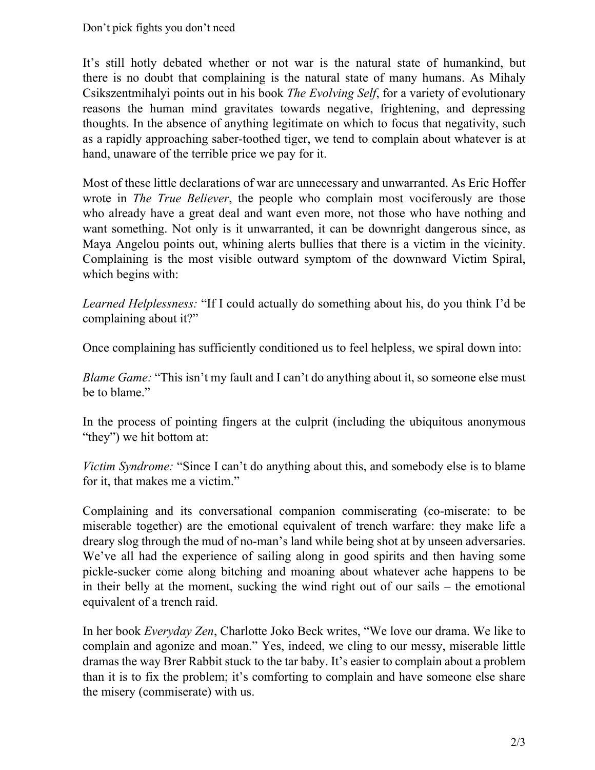Don't pick fights you don't need

It's still hotly debated whether or not war is the natural state of humankind, but there is no doubt that complaining is the natural state of many humans. As Mihaly Csikszentmihalyi points out in his book *The Evolving Self*, for a variety of evolutionary reasons the human mind gravitates towards negative, frightening, and depressing thoughts. In the absence of anything legitimate on which to focus that negativity, such as a rapidly approaching saber-toothed tiger, we tend to complain about whatever is at hand, unaware of the terrible price we pay for it.

Most of these little declarations of war are unnecessary and unwarranted. As Eric Hoffer wrote in *The True Believer*, the people who complain most vociferously are those who already have a great deal and want even more, not those who have nothing and want something. Not only is it unwarranted, it can be downright dangerous since, as Maya Angelou points out, whining alerts bullies that there is a victim in the vicinity. Complaining is the most visible outward symptom of the downward Victim Spiral, which begins with:

*Learned Helplessness:* "If I could actually do something about his, do you think I'd be complaining about it?"

Once complaining has sufficiently conditioned us to feel helpless, we spiral down into:

*Blame Game:* "This isn't my fault and I can't do anything about it, so someone else must be to blame."

In the process of pointing fingers at the culprit (including the ubiquitous anonymous "they") we hit bottom at:

*Victim Syndrome:* "Since I can't do anything about this, and somebody else is to blame for it, that makes me a victim."

Complaining and its conversational companion commiserating (co-miserate: to be miserable together) are the emotional equivalent of trench warfare: they make life a dreary slog through the mud of no-man's land while being shot at by unseen adversaries. We've all had the experience of sailing along in good spirits and then having some pickle-sucker come along bitching and moaning about whatever ache happens to be in their belly at the moment, sucking the wind right out of our sails – the emotional equivalent of a trench raid.

In her book *Everyday Zen*, Charlotte Joko Beck writes, "We love our drama. We like to complain and agonize and moan." Yes, indeed, we cling to our messy, miserable little dramas the way Brer Rabbit stuck to the tar baby. It's easier to complain about a problem than it is to fix the problem; it's comforting to complain and have someone else share the misery (commiserate) with us.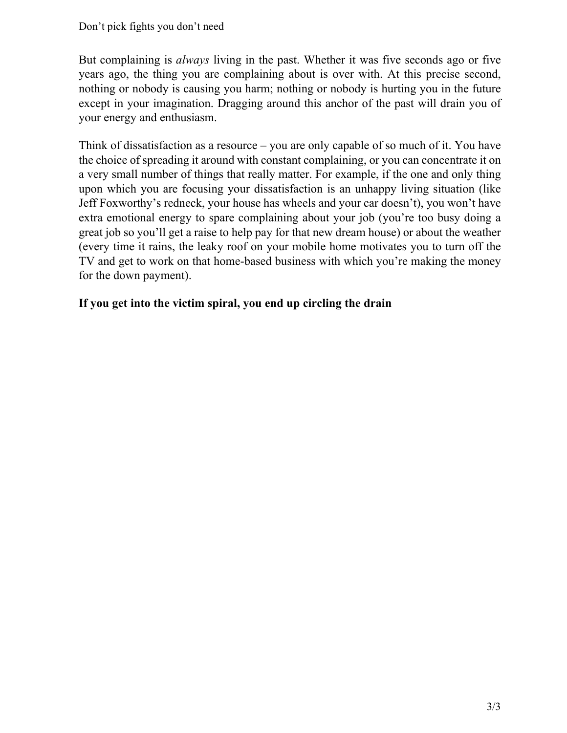But complaining is *always* living in the past. Whether it was five seconds ago or five years ago, the thing you are complaining about is over with. At this precise second, nothing or nobody is causing you harm; nothing or nobody is hurting you in the future except in your imagination. Dragging around this anchor of the past will drain you of your energy and enthusiasm.

Think of dissatisfaction as a resource – you are only capable of so much of it. You have the choice of spreading it around with constant complaining, or you can concentrate it on a very small number of things that really matter. For example, if the one and only thing upon which you are focusing your dissatisfaction is an unhappy living situation (like Jeff Foxworthy's redneck, your house has wheels and your car doesn't), you won't have extra emotional energy to spare complaining about your job (you're too busy doing a great job so you'll get a raise to help pay for that new dream house) or about the weather (every time it rains, the leaky roof on your mobile home motivates you to turn off the TV and get to work on that home-based business with which you're making the money for the down payment).

**If you get into the victim spiral, you end up circling the drain**